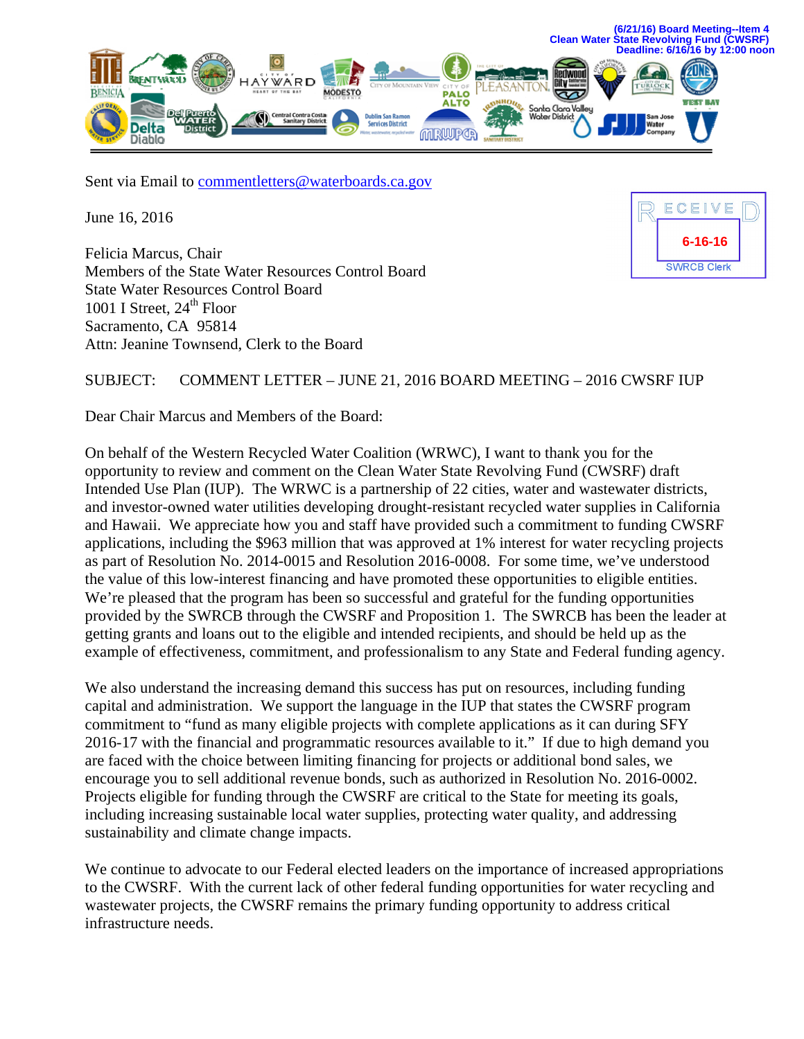(6/21/16) Board Meeting--Item 4
Clean Water State Revolving Fund (CWSRF)
Deadline: 6/16/16 by 12:00 noon

Sent via Email to commentletters@waterboards.ca.gov

June 16, 2016

RECEIVED
6-16-16
SWRCB Clerk

Felicia Marcus, Chair
Members of the State Water Resources Control Board
State Water Resources Control Board
1001 I Street, 24th Floor
Sacramento, CA 95814
Attn: Jeanine Townsend, Clerk to the Board

SUBJECT: COMMENT LETTER – JUNE 21, 2016 BOARD MEETING – 2016 CWSRF IUP

Dear Chair Marcus and Members of the Board:

On behalf of the Western Recycled Water Coalition (WRWC), I want to thank you for the opportunity to review and comment on the Clean Water State Revolving Fund (CWSRF) draft Intended Use Plan (IUP). The WRWC is a partnership of 22 cities, water and wastewater districts, and investor-owned water utilities developing drought-resistant recycled water supplies in California and Hawaii. We appreciate how you and staff have provided such a commitment to funding CWSRF applications, including the $963 million that was approved at 1% interest for water recycling projects as part of Resolution No. 2014-0015 and Resolution 2016-0008. For some time, we've understood the value of this low-interest financing and have promoted these opportunities to eligible entities. We're pleased that the program has been so successful and grateful for the funding opportunities provided by the SWRCB through the CWSRF and Proposition 1. The SWRCB has been the leader at getting grants and loans out to the eligible and intended recipients, and should be held up as the example of effectiveness, commitment, and professionalism to any State and Federal funding agency.

We also understand the increasing demand this success has put on resources, including funding capital and administration. We support the language in the IUP that states the CWSRF program commitment to "fund as many eligible projects with complete applications as it can during SFY 2016-17 with the financial and programmatic resources available to it." If due to high demand you are faced with the choice between limiting financing for projects or additional bond sales, we encourage you to sell additional revenue bonds, such as authorized in Resolution No. 2016-0002. Projects eligible for funding through the CWSRF are critical to the State for meeting its goals, including increasing sustainable local water supplies, protecting water quality, and addressing sustainability and climate change impacts.

We continue to advocate to our Federal elected leaders on the importance of increased appropriations to the CWSRF. With the current lack of other federal funding opportunities for water recycling and wastewater projects, the CWSRF remains the primary funding opportunity to address critical infrastructure needs.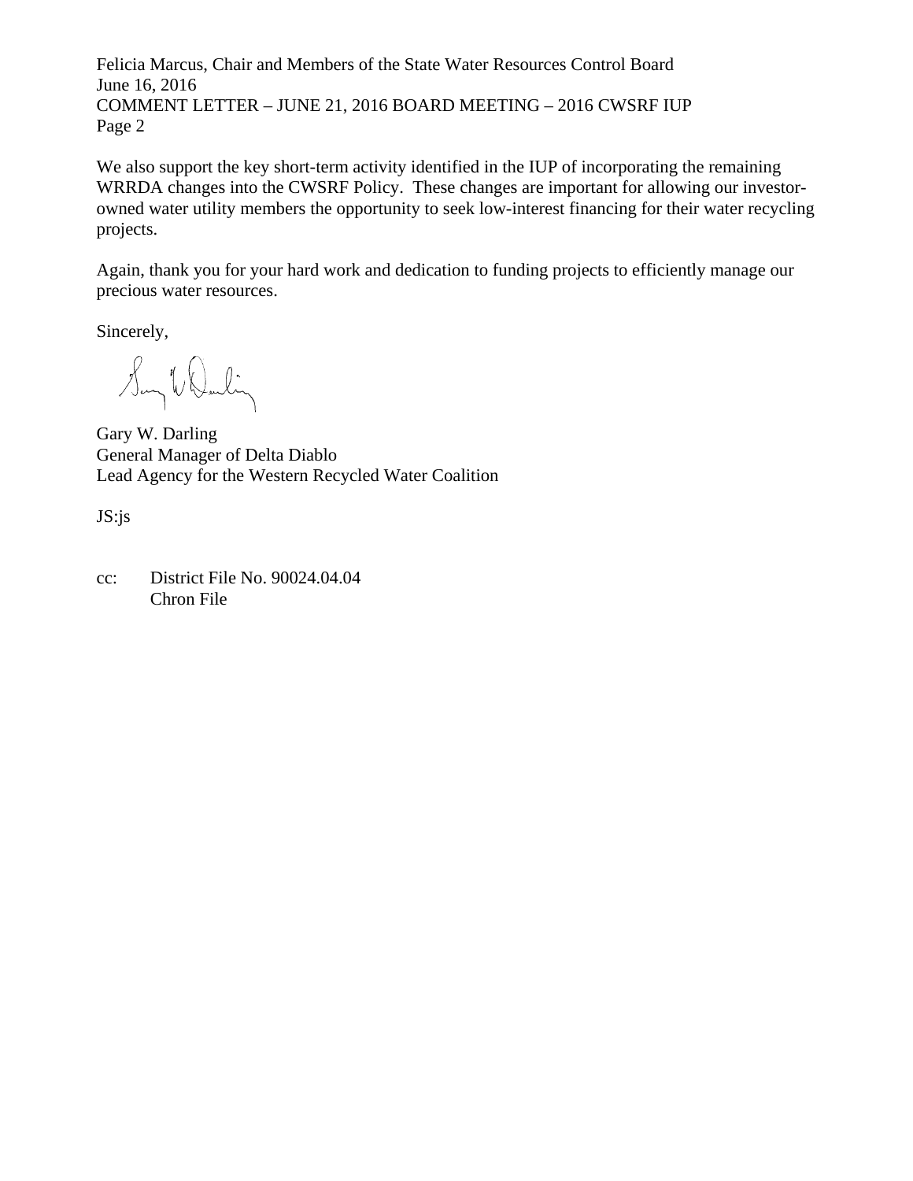We also support the key short-term activity identified in the IUP of incorporating the remaining WRRDA changes into the CWSRF Policy. These changes are important for allowing our investor-owned water utility members the opportunity to seek low-interest financing for their water recycling projects.

Again, thank you for your hard work and dedication to funding projects to efficiently manage our precious water resources.

Sincerely,

Gary W. Darling
General Manager of Delta Diablo
Lead Agency for the Western Recycled Water Coalition

JS:js

cc: District File No. 90024.04.04
Chron File